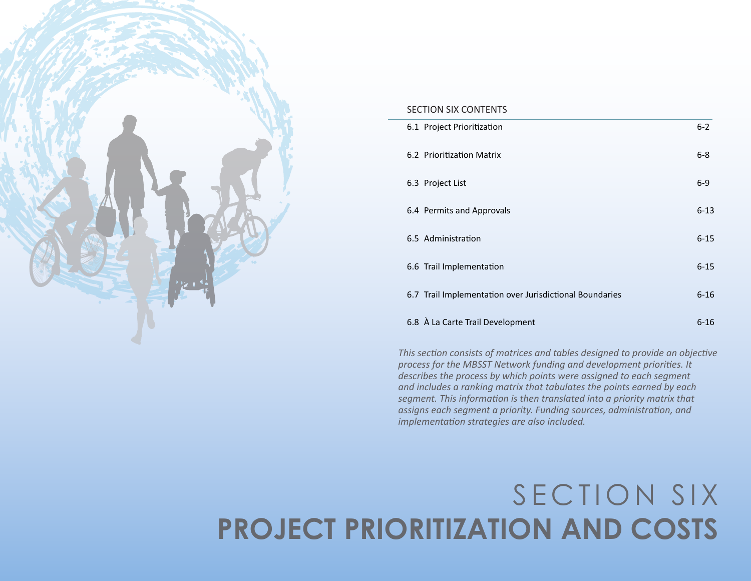# SECTION SIX
# PROJECT PRIORITIZATION AND COSTS

SECTION SIX CONTENTS

| | |
|---|---|
| 6.1 Project Prioritization | 6-2 |
| 6.2 Prioritization Matrix | 6-8 |
| 6.3 Project List | 6-9 |
| 6.4 Permits and Approvals | 6-13 |
| 6.5 Administration | 6-15 |
| 6.6 Trail Implementation | 6-15 |
| 6.7 Trail Implementation over Jurisdictional Boundaries | 6-16 |
| 6.8 À La Carte Trail Development | 6-16 |

*This section consists of matrices and tables designed to provide an objective process for the MBSST Network funding and development priorities. It describes the process by which points were assigned to each segment and includes a ranking matrix that tabulates the points earned by each segment. This information is then translated into a priority matrix that assigns each segment a priority. Funding sources, administration, and implementation strategies are also included.*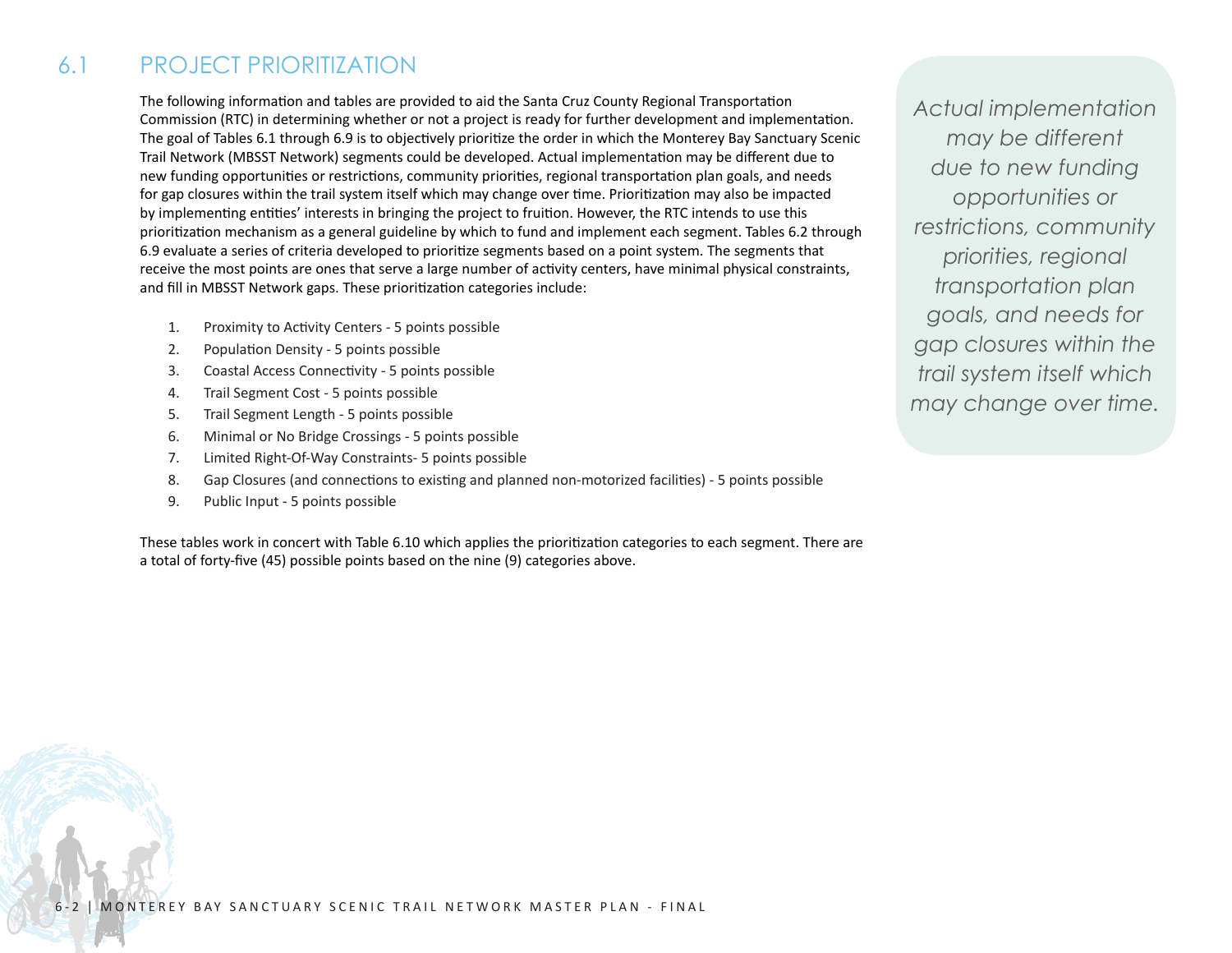## 6.1 PROJECT PRIORITIZATION

The following information and tables are provided to aid the Santa Cruz County Regional Transportation Commission (RTC) in determining whether or not a project is ready for further development and implementation. The goal of Tables 6.1 through 6.9 is to objectively prioritize the order in which the Monterey Bay Sanctuary Scenic Trail Network (MBSST Network) segments could be developed. Actual implementation may be different due to new funding opportunities or restrictions, community priorities, regional transportation plan goals, and needs for gap closures within the trail system itself which may change over time. Prioritization may also be impacted by implementing entities' interests in bringing the project to fruition. However, the RTC intends to use this prioritization mechanism as a general guideline by which to fund and implement each segment. Tables 6.2 through 6.9 evaluate a series of criteria developed to prioritize segments based on a point system. The segments that receive the most points are ones that serve a large number of activity centers, have minimal physical constraints, and fill in MBSST Network gaps. These prioritization categories include:

1. Proximity to Activity Centers - 5 points possible
2. Population Density - 5 points possible
3. Coastal Access Connectivity - 5 points possible
4. Trail Segment Cost - 5 points possible
5. Trail Segment Length - 5 points possible
6. Minimal or No Bridge Crossings - 5 points possible
7. Limited Right-Of-Way Constraints- 5 points possible
8. Gap Closures (and connections to existing and planned non-motorized facilities) - 5 points possible
9. Public Input - 5 points possible

These tables work in concert with Table 6.10 which applies the prioritization categories to each segment. There are a total of forty-five (45) possible points based on the nine (9) categories above.

*Actual implementation may be different due to new funding opportunities or restrictions, community priorities, regional transportation plan goals, and needs for gap closures within the trail system itself which may change over time.*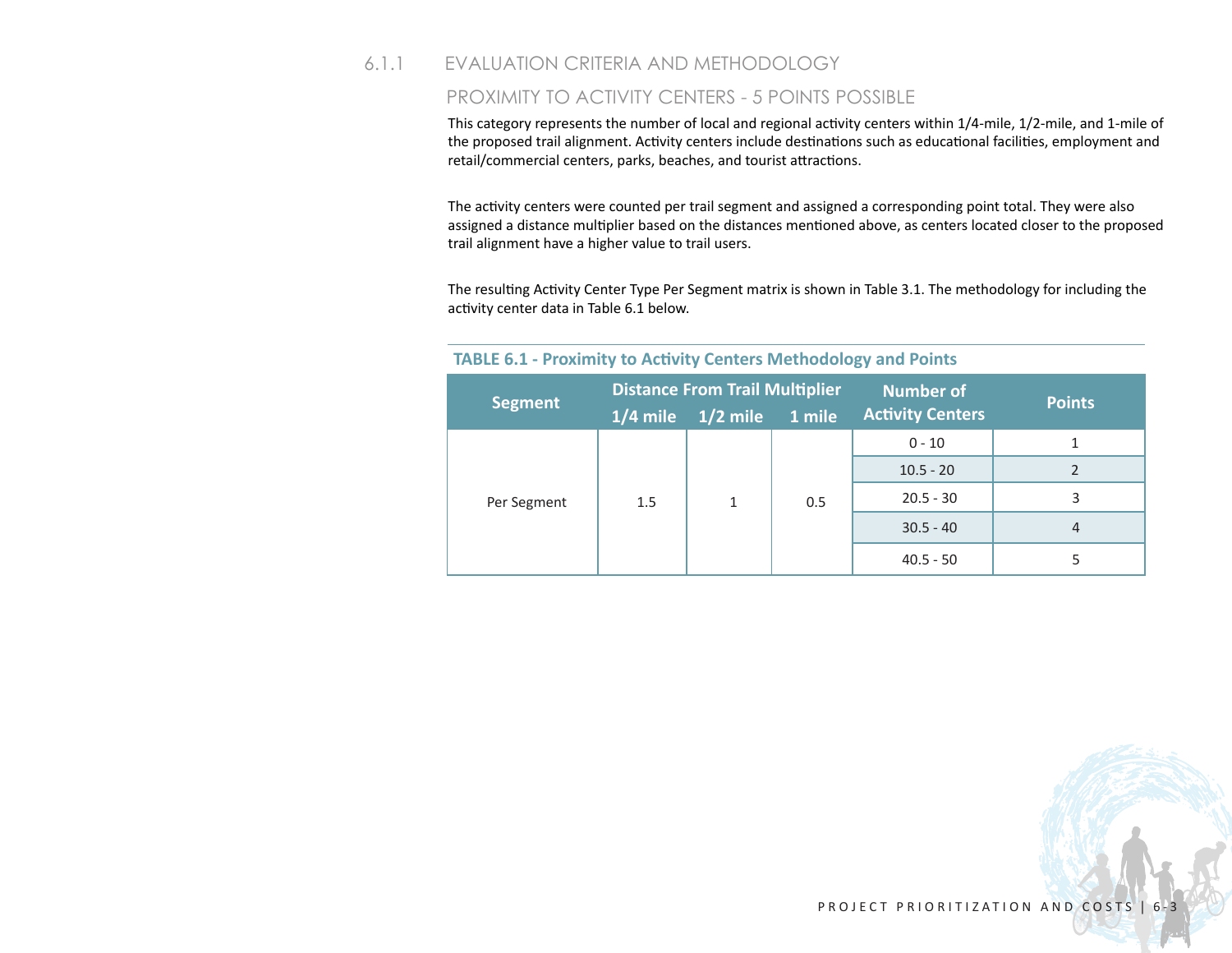## 6.1.1 EVALUATION CRITERIA AND METHODOLOGY

### PROXIMITY TO ACTIVITY CENTERS - 5 POINTS POSSIBLE

This category represents the number of local and regional activity centers within 1/4-mile, 1/2-mile, and 1-mile of the proposed trail alignment. Activity centers include destinations such as educational facilities, employment and retail/commercial centers, parks, beaches, and tourist attractions.

The activity centers were counted per trail segment and assigned a corresponding point total. They were also assigned a distance multiplier based on the distances mentioned above, as centers located closer to the proposed trail alignment have a higher value to trail users.

The resulting Activity Center Type Per Segment matrix is shown in Table 3.1. The methodology for including the activity center data in Table 6.1 below.

**TABLE 6.1 - Proximity to Activity Centers Methodology and Points**

| Segment | Distance From Trail Multiplier | | | Number of Activity Centers | Points |
|---|---|---|---|---|---|
| | 1/4 mile | 1/2 mile | 1 mile | | |
| Per Segment | 1.5 | 1 | 0.5 | 0 - 10 | 1 |
| | | | | 10.5 - 20 | 2 |
| | | | | 20.5 - 30 | 3 |
| | | | | 30.5 - 40 | 4 |
| | | | | 40.5 - 50 | 5 |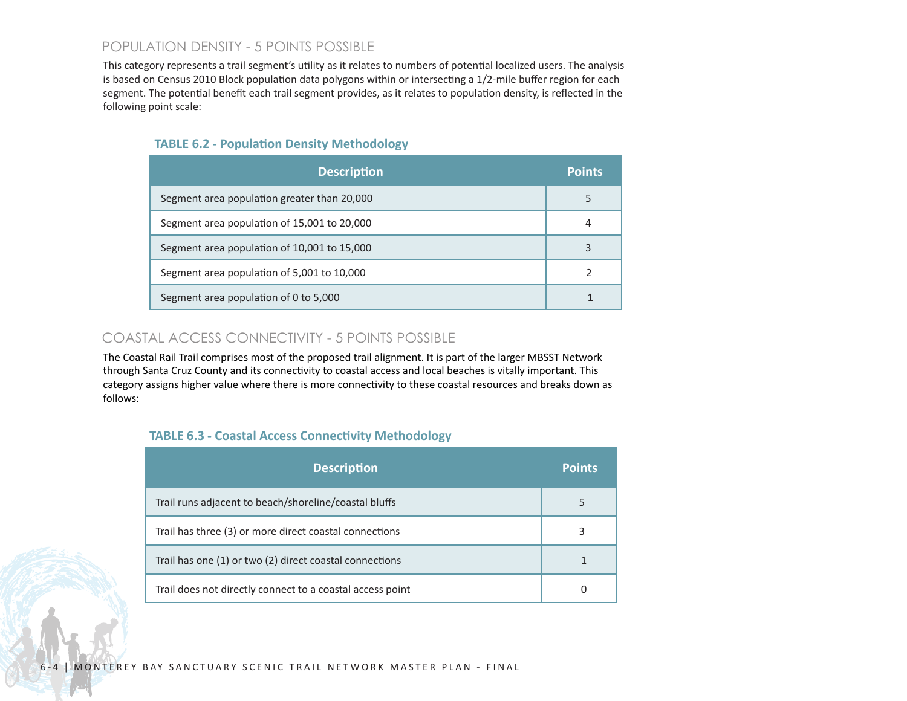## POPULATION DENSITY - 5 POINTS POSSIBLE

This category represents a trail segment's utility as it relates to numbers of potential localized users. The analysis is based on Census 2010 Block population data polygons within or intersecting a 1/2-mile buffer region for each segment. The potential benefit each trail segment provides, as it relates to population density, is reflected in the following point scale:

**TABLE 6.2 - Population Density Methodology**

| Description | Points |
|---|---|
| Segment area population greater than 20,000 | 5 |
| Segment area population of 15,001 to 20,000 | 4 |
| Segment area population of 10,001 to 15,000 | 3 |
| Segment area population of 5,001 to 10,000 | 2 |
| Segment area population of 0 to 5,000 | 1 |

## COASTAL ACCESS CONNECTIVITY - 5 POINTS POSSIBLE

The Coastal Rail Trail comprises most of the proposed trail alignment. It is part of the larger MBSST Network through Santa Cruz County and its connectivity to coastal access and local beaches is vitally important. This category assigns higher value where there is more connectivity to these coastal resources and breaks down as follows:

**TABLE 6.3 - Coastal Access Connectivity Methodology**

| Description | Points |
|---|---|
| Trail runs adjacent to beach/shoreline/coastal bluffs | 5 |
| Trail has three (3) or more direct coastal connections | 3 |
| Trail has one (1) or two (2) direct coastal connections | 1 |
| Trail does not directly connect to a coastal access point | 0 |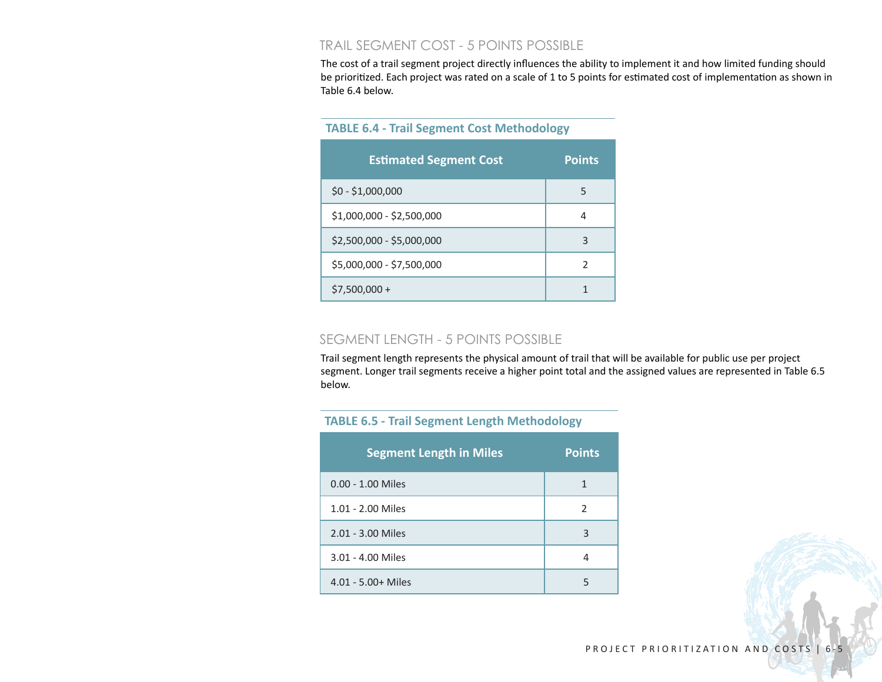## TRAIL SEGMENT COST - 5 POINTS POSSIBLE

The cost of a trail segment project directly influences the ability to implement it and how limited funding should be prioritized. Each project was rated on a scale of 1 to 5 points for estimated cost of implementation as shown in Table 6.4 below.

**TABLE 6.4 - Trail Segment Cost Methodology**

| Estimated Segment Cost | Points |
|---|---|
| $0 - $1,000,000 | 5 |
| $1,000,000 - $2,500,000 | 4 |
| $2,500,000 - $5,000,000 | 3 |
| $5,000,000 - $7,500,000 | 2 |
| $7,500,000 + | 1 |

## SEGMENT LENGTH - 5 POINTS POSSIBLE

Trail segment length represents the physical amount of trail that will be available for public use per project segment. Longer trail segments receive a higher point total and the assigned values are represented in Table 6.5 below.

**TABLE 6.5 - Trail Segment Length Methodology**

| Segment Length in Miles | Points |
|---|---|
| 0.00 - 1.00 Miles | 1 |
| 1.01 - 2.00 Miles | 2 |
| 2.01 - 3.00 Miles | 3 |
| 3.01 - 4.00 Miles | 4 |
| 4.01 - 5.00+ Miles | 5 |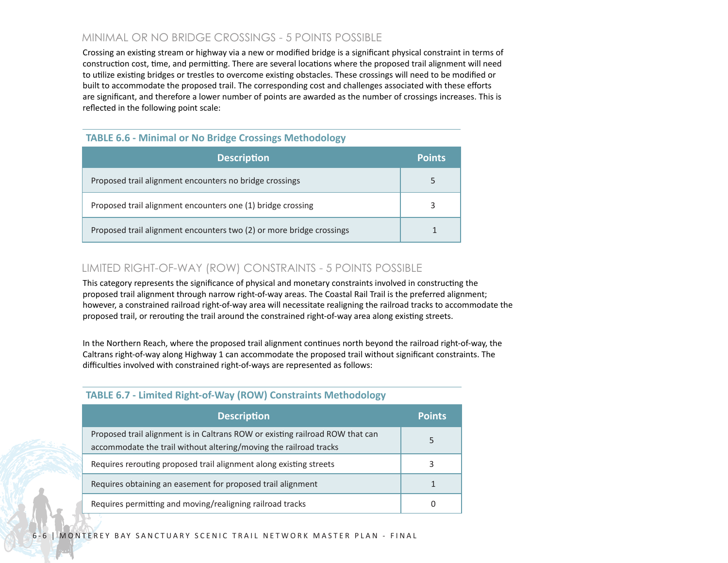## MINIMAL OR NO BRIDGE CROSSINGS - 5 POINTS POSSIBLE

Crossing an existing stream or highway via a new or modified bridge is a significant physical constraint in terms of construction cost, time, and permitting. There are several locations where the proposed trail alignment will need to utilize existing bridges or trestles to overcome existing obstacles. These crossings will need to be modified or built to accommodate the proposed trail. The corresponding cost and challenges associated with these efforts are significant, and therefore a lower number of points are awarded as the number of crossings increases. This is reflected in the following point scale:

**TABLE 6.6 - Minimal or No Bridge Crossings Methodology**

| Description | Points |
|---|---|
| Proposed trail alignment encounters no bridge crossings | 5 |
| Proposed trail alignment encounters one (1) bridge crossing | 3 |
| Proposed trail alignment encounters two (2) or more bridge crossings | 1 |

## LIMITED RIGHT-OF-WAY (ROW) CONSTRAINTS - 5 POINTS POSSIBLE

This category represents the significance of physical and monetary constraints involved in constructing the proposed trail alignment through narrow right-of-way areas. The Coastal Rail Trail is the preferred alignment; however, a constrained railroad right-of-way area will necessitate realigning the railroad tracks to accommodate the proposed trail, or rerouting the trail around the constrained right-of-way area along existing streets.

In the Northern Reach, where the proposed trail alignment continues north beyond the railroad right-of-way, the Caltrans right-of-way along Highway 1 can accommodate the proposed trail without significant constraints. The difficulties involved with constrained right-of-ways are represented as follows:

**TABLE 6.7 - Limited Right-of-Way (ROW) Constraints Methodology**

| Description | Points |
|---|---|
| Proposed trail alignment is in Caltrans ROW or existing railroad ROW that can accommodate the trail without altering/moving the railroad tracks | 5 |
| Requires rerouting proposed trail alignment along existing streets | 3 |
| Requires obtaining an easement for proposed trail alignment | 1 |
| Requires permitting and moving/realigning railroad tracks | 0 |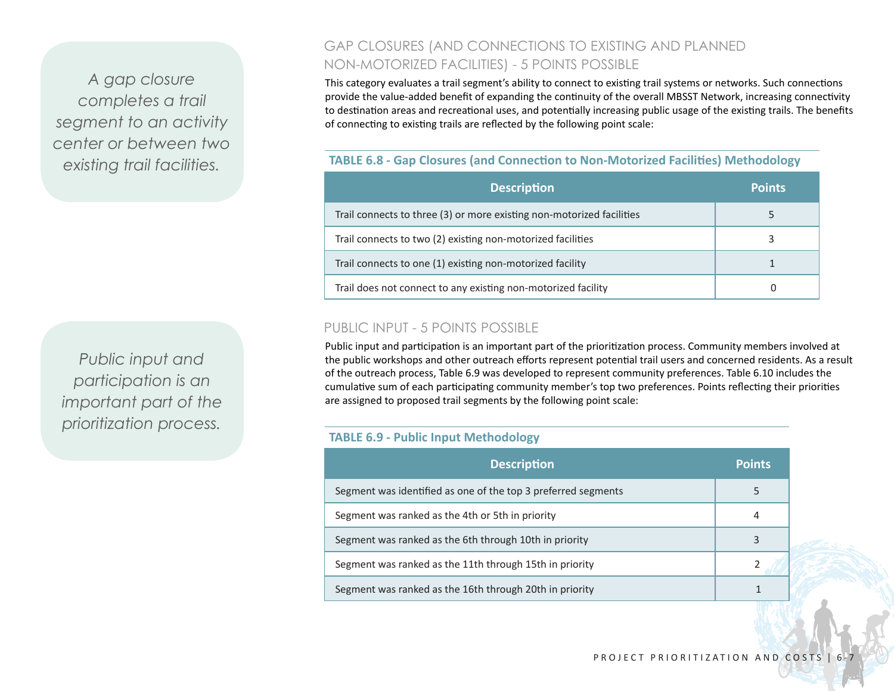*A gap closure completes a trail segment to an activity center or between two existing trail facilities.*

## GAP CLOSURES (AND CONNECTIONS TO EXISTING AND PLANNED NON-MOTORIZED FACILITIES) - 5 POINTS POSSIBLE

This category evaluates a trail segment's ability to connect to existing trail systems or networks. Such connections provide the value-added benefit of expanding the continuity of the overall MBSST Network, increasing connectivity to destination areas and recreational uses, and potentially increasing public usage of the existing trails. The benefits of connecting to existing trails are reflected by the following point scale:

**TABLE 6.8 - Gap Closures (and Connection to Non-Motorized Facilities) Methodology**

| Description | Points |
|---|---|
| Trail connects to three (3) or more existing non-motorized facilities | 5 |
| Trail connects to two (2) existing non-motorized facilities | 3 |
| Trail connects to one (1) existing non-motorized facility | 1 |
| Trail does not connect to any existing non-motorized facility | 0 |

*Public input and participation is an important part of the prioritization process.*

## PUBLIC INPUT - 5 POINTS POSSIBLE

Public input and participation is an important part of the prioritization process. Community members involved at the public workshops and other outreach efforts represent potential trail users and concerned residents. As a result of the outreach process, Table 6.9 was developed to represent community preferences. Table 6.10 includes the cumulative sum of each participating community member's top two preferences. Points reflecting their priorities are assigned to proposed trail segments by the following point scale:

**TABLE 6.9 - Public Input Methodology**

| Description | Points |
|---|---|
| Segment was identified as one of the top 3 preferred segments | 5 |
| Segment was ranked as the 4th or 5th in priority | 4 |
| Segment was ranked as the 6th through 10th in priority | 3 |
| Segment was ranked as the 11th through 15th in priority | 2 |
| Segment was ranked as the 16th through 20th in priority | 1 |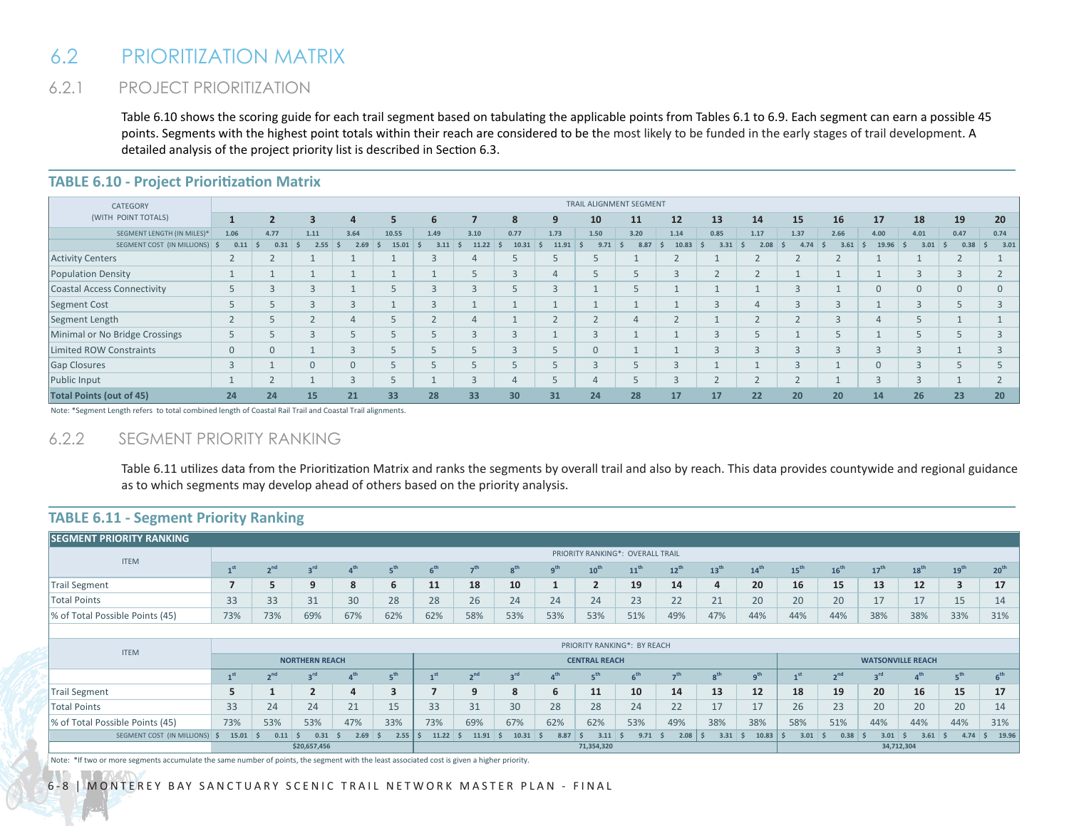## 6.2 PRIORITIZATION MATRIX

### 6.2.1 PROJECT PRIORITIZATION

Table 6.10 shows the scoring guide for each trail segment based on tabulating the applicable points from Tables 6.1 to 6.9. Each segment can earn a possible 45 points. Segments with the highest point totals within their reach are considered to be the most likely to be funded in the early stages of trail development. A detailed analysis of the project priority list is described in Section 6.3.

**TABLE 6.10 - Project Prioritization Matrix**

| CATEGORY (WITH POINT TOTALS) | TRAIL ALIGNMENT SEGMENT | | | | | | | | | | | | | | | | | | | |
|---|---|---|---|---|---|---|---|---|---|---|---|---|---|---|---|---|---|---|---|---|
| | **1** | **2** | **3** | **4** | **5** | **6** | **7** | **8** | **9** | **10** | **11** | **12** | **13** | **14** | **15** | **16** | **17** | **18** | **19** | **20** |
| SEGMENT LENGTH (IN MILES)* | 1.06 | 4.77 | 1.11 | 3.64 | 10.55 | 1.49 | 3.10 | 0.77 | 1.73 | 1.50 | 3.20 | 1.14 | 0.85 | 1.17 | 1.37 | 2.66 | 4.00 | 4.01 | 0.47 | 0.74 |
| SEGMENT COST (IN MILLIONS) | $ 0.11 | $ 0.31 | $ 2.55 | $ 2.69 | $ 15.01 | $ 3.11 | $ 11.22 | $ 10.31 | $ 11.91 | $ 9.71 | $ 8.87 | $ 10.83 | $ 3.31 | $ 2.08 | $ 4.74 | $ 3.61 | $ 19.96 | $ 3.01 | $ 0.38 | $ 3.01 |
| Activity Centers | 2 | 2 | 1 | 1 | 1 | 3 | 4 | 5 | 5 | 5 | 1 | 2 | 1 | 2 | 2 | 2 | 1 | 1 | 2 | 1 |
| Population Density | 1 | 1 | 1 | 1 | 1 | 1 | 5 | 3 | 4 | 5 | 5 | 3 | 2 | 2 | 1 | 1 | 1 | 3 | 3 | 2 |
| Coastal Access Connectivity | 5 | 3 | 3 | 1 | 5 | 3 | 3 | 5 | 3 | 1 | 5 | 1 | 1 | 1 | 3 | 1 | 0 | 0 | 0 | 0 |
| Segment Cost | 5 | 5 | 3 | 3 | 1 | 3 | 1 | 1 | 1 | 1 | 1 | 1 | 3 | 4 | 3 | 3 | 1 | 3 | 5 | 3 |
| Segment Length | 2 | 5 | 2 | 4 | 5 | 2 | 4 | 1 | 2 | 2 | 4 | 2 | 1 | 2 | 2 | 3 | 4 | 5 | 1 | 1 |
| Minimal or No Bridge Crossings | 5 | 5 | 3 | 5 | 5 | 5 | 3 | 3 | 1 | 3 | 1 | 1 | 3 | 5 | 1 | 5 | 1 | 5 | 5 | 3 |
| Limited ROW Constraints | 0 | 0 | 1 | 3 | 5 | 5 | 5 | 3 | 5 | 0 | 1 | 1 | 3 | 3 | 3 | 3 | 3 | 3 | 1 | 3 |
| Gap Closures | 3 | 1 | 0 | 0 | 5 | 5 | 5 | 5 | 5 | 3 | 5 | 3 | 1 | 1 | 3 | 1 | 0 | 3 | 5 | 5 |
| Public Input | 1 | 2 | 1 | 3 | 5 | 1 | 3 | 4 | 5 | 4 | 5 | 3 | 2 | 2 | 2 | 1 | 3 | 3 | 1 | 2 |
| **Total Points (out of 45)** | **24** | **24** | **15** | **21** | **33** | **28** | **33** | **30** | **31** | **24** | **28** | **17** | **17** | **22** | **20** | **20** | **14** | **26** | **23** | **20** |

Note: *Segment Length refers to total combined length of Coastal Rail Trail and Coastal Trail alignments.

### 6.2.2 SEGMENT PRIORITY RANKING

Table 6.11 utilizes data from the Prioritization Matrix and ranks the segments by overall trail and also by reach. This data provides countywide and regional guidance as to which segments may develop ahead of others based on the priority analysis.

**TABLE 6.11 - Segment Priority Ranking**

**SEGMENT PRIORITY RANKING**

| ITEM | PRIORITY RANKING*: OVERALL TRAIL | | | | | | | | | | | | | | | | | | | |
|---|---|---|---|---|---|---|---|---|---|---|---|---|---|---|---|---|---|---|---|---|
| | 1st | 2nd | 3rd | 4th | 5th | 6th | 7th | 8th | 9th | 10th | 11th | 12th | 13th | 14th | 15th | 16th | 17th | 18th | 19th | 20th |
| Trail Segment | **7** | **5** | **9** | **8** | **6** | **11** | **18** | **10** | **1** | **2** | **19** | **14** | **4** | **20** | **16** | **15** | **13** | **12** | **3** | **17** |
| Total Points | 33 | 33 | 31 | 30 | 28 | 28 | 26 | 24 | 24 | 24 | 23 | 22 | 21 | 20 | 20 | 20 | 17 | 17 | 15 | 14 |
| % of Total Possible Points (45) | 73% | 73% | 69% | 67% | 62% | 62% | 58% | 53% | 53% | 53% | 51% | 49% | 47% | 44% | 44% | 44% | 38% | 38% | 33% | 31% |

| ITEM | PRIORITY RANKING*: BY REACH | | | | | | | | | | | | | | | | | | | |
|---|---|---|---|---|---|---|---|---|---|---|---|---|---|---|---|---|---|---|---|---|
| | NORTHERN REACH | | | | | CENTRAL REACH | | | | | | | | | WATSONVILLE REACH | | | | | |
| | 1st | 2nd | 3rd | 4th | 5th | 1st | 2nd | 3rd | 4th | 5th | 6th | 7th | 8th | 9th | 1st | 2nd | 3rd | 4th | 5th | 6th |
| Trail Segment | **5** | **1** | **2** | **4** | **3** | **7** | **9** | **8** | **6** | **11** | **10** | **14** | **13** | **12** | **18** | **19** | **20** | **16** | **15** | **17** |
| Total Points | 33 | 24 | 24 | 21 | 15 | 33 | 31 | 30 | 28 | 28 | 24 | 22 | 17 | 17 | 26 | 23 | 20 | 20 | 20 | 14 |
| % of Total Possible Points (45) | 73% | 53% | 53% | 47% | 33% | 73% | 69% | 67% | 62% | 62% | 53% | 49% | 38% | 38% | 58% | 51% | 44% | 44% | 44% | 31% |
| SEGMENT COST (IN MILLIONS) | $ 15.01 | $ 0.11 | $ 0.31 | $ 2.69 | $ 2.55 | $ 11.22 | $ 11.91 | $ 10.31 | $ 8.87 | $ 3.11 | $ 9.71 | $ 2.08 | $ 3.31 | $ 10.83 | $ 3.01 | $ 0.38 | $ 3.01 | $ 3.61 | $ 4.74 | $ 19.96 |
| | $20,657,456 | | | | | 71,354,320 | | | | | | | | | 34,712,304 | | | | | |

Note: *If two or more segments accumulate the same number of points, the segment with the least associated cost is given a higher priority.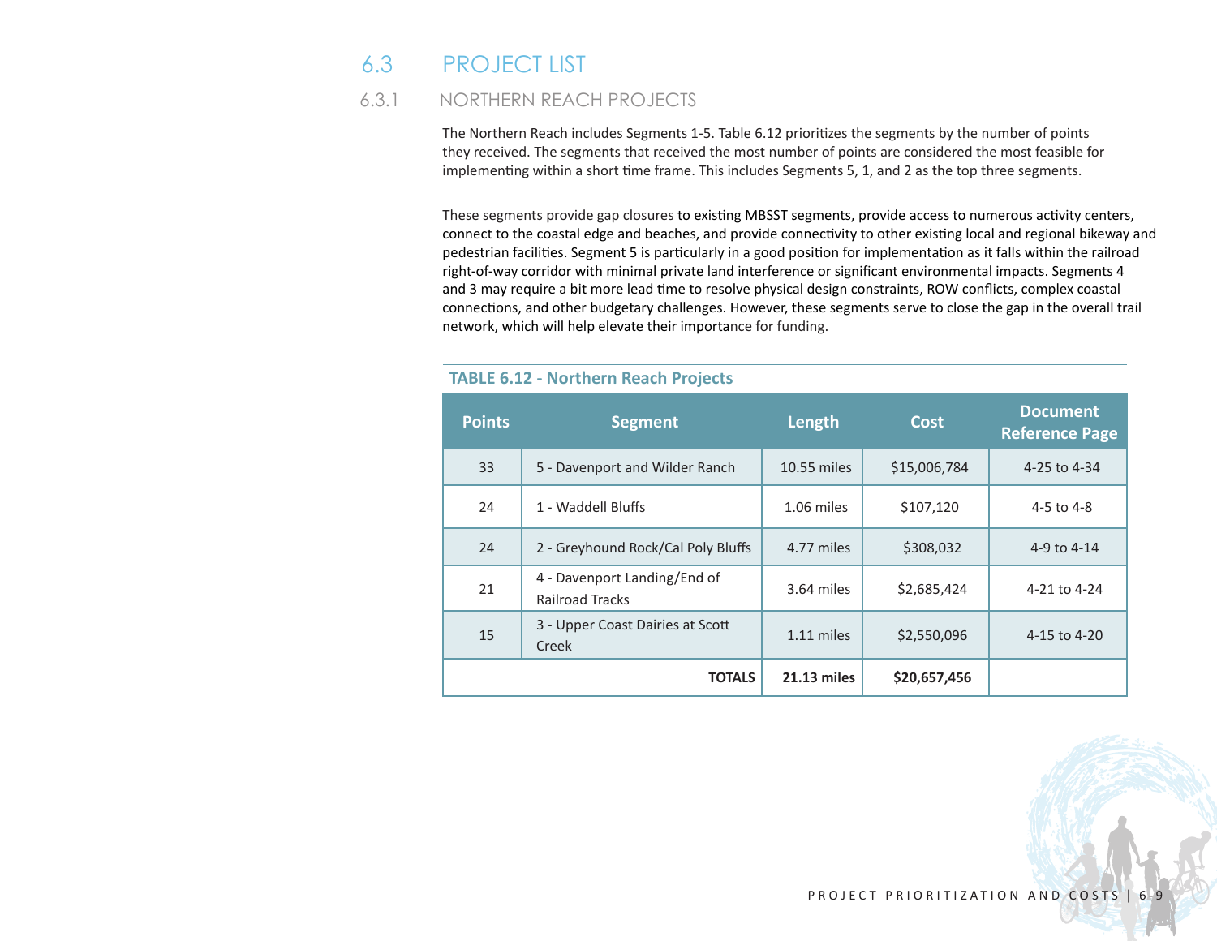## 6.3 PROJECT LIST

### 6.3.1 NORTHERN REACH PROJECTS

The Northern Reach includes Segments 1-5. Table 6.12 prioritizes the segments by the number of points they received. The segments that received the most number of points are considered the most feasible for implementing within a short time frame. This includes Segments 5, 1, and 2 as the top three segments.

These segments provide gap closures to existing MBSST segments, provide access to numerous activity centers, connect to the coastal edge and beaches, and provide connectivity to other existing local and regional bikeway and pedestrian facilities. Segment 5 is particularly in a good position for implementation as it falls within the railroad right-of-way corridor with minimal private land interference or significant environmental impacts. Segments 4 and 3 may require a bit more lead time to resolve physical design constraints, ROW conflicts, complex coastal connections, and other budgetary challenges. However, these segments serve to close the gap in the overall trail network, which will help elevate their importance for funding.

**TABLE 6.12 - Northern Reach Projects**

| Points | Segment | Length | Cost | Document Reference Page |
|---|---|---|---|---|
| 33 | 5 - Davenport and Wilder Ranch | 10.55 miles | $15,006,784 | 4-25 to 4-34 |
| 24 | 1 - Waddell Bluffs | 1.06 miles | $107,120 | 4-5 to 4-8 |
| 24 | 2 - Greyhound Rock/Cal Poly Bluffs | 4.77 miles | $308,032 | 4-9 to 4-14 |
| 21 | 4 - Davenport Landing/End of Railroad Tracks | 3.64 miles | $2,685,424 | 4-21 to 4-24 |
| 15 | 3 - Upper Coast Dairies at Scott Creek | 1.11 miles | $2,550,096 | 4-15 to 4-20 |
| | **TOTALS** | **21.13 miles** | **$20,657,456** | |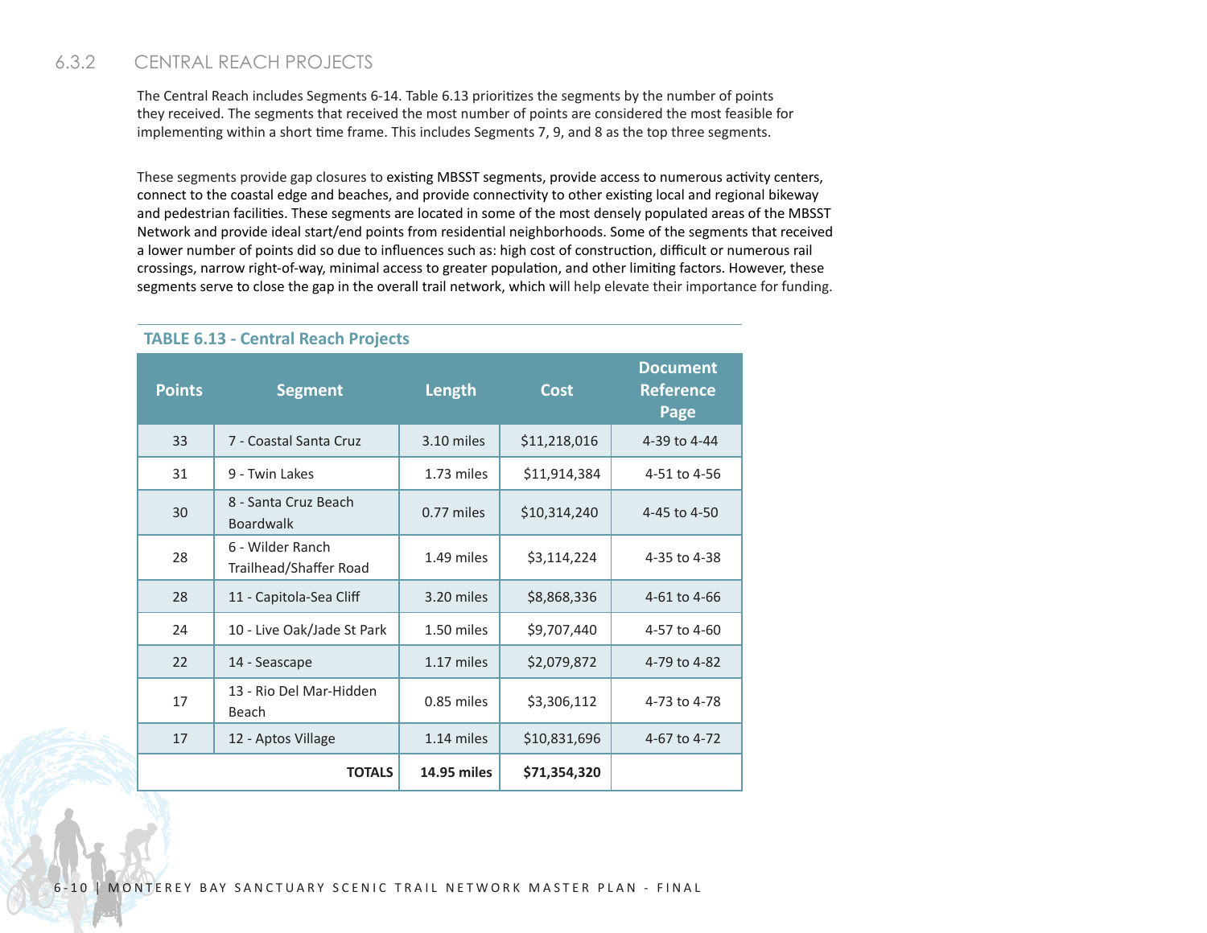## 6.3.2 CENTRAL REACH PROJECTS

The Central Reach includes Segments 6-14. Table 6.13 prioritizes the segments by the number of points they received. The segments that received the most number of points are considered the most feasible for implementing within a short time frame. This includes Segments 7, 9, and 8 as the top three segments.

These segments provide gap closures to existing MBSST segments, provide access to numerous activity centers, connect to the coastal edge and beaches, and provide connectivity to other existing local and regional bikeway and pedestrian facilities. These segments are located in some of the most densely populated areas of the MBSST Network and provide ideal start/end points from residential neighborhoods. Some of the segments that received a lower number of points did so due to influences such as: high cost of construction, difficult or numerous rail crossings, narrow right-of-way, minimal access to greater population, and other limiting factors. However, these segments serve to close the gap in the overall trail network, which will help elevate their importance for funding.

**TABLE 6.13 - Central Reach Projects**

| Points | Segment | Length | Cost | Document Reference Page |
|---|---|---|---|---|
| 33 | 7 - Coastal Santa Cruz | 3.10 miles | $11,218,016 | 4-39 to 4-44 |
| 31 | 9 - Twin Lakes | 1.73 miles | $11,914,384 | 4-51 to 4-56 |
| 30 | 8 - Santa Cruz Beach Boardwalk | 0.77 miles | $10,314,240 | 4-45 to 4-50 |
| 28 | 6 - Wilder Ranch Trailhead/Shaffer Road | 1.49 miles | $3,114,224 | 4-35 to 4-38 |
| 28 | 11 - Capitola-Sea Cliff | 3.20 miles | $8,868,336 | 4-61 to 4-66 |
| 24 | 10 - Live Oak/Jade St Park | 1.50 miles | $9,707,440 | 4-57 to 4-60 |
| 22 | 14 - Seascape | 1.17 miles | $2,079,872 | 4-79 to 4-82 |
| 17 | 13 - Rio Del Mar-Hidden Beach | 0.85 miles | $3,306,112 | 4-73 to 4-78 |
| 17 | 12 - Aptos Village | 1.14 miles | $10,831,696 | 4-67 to 4-72 |
| | **TOTALS** | **14.95 miles** | **$71,354,320** | |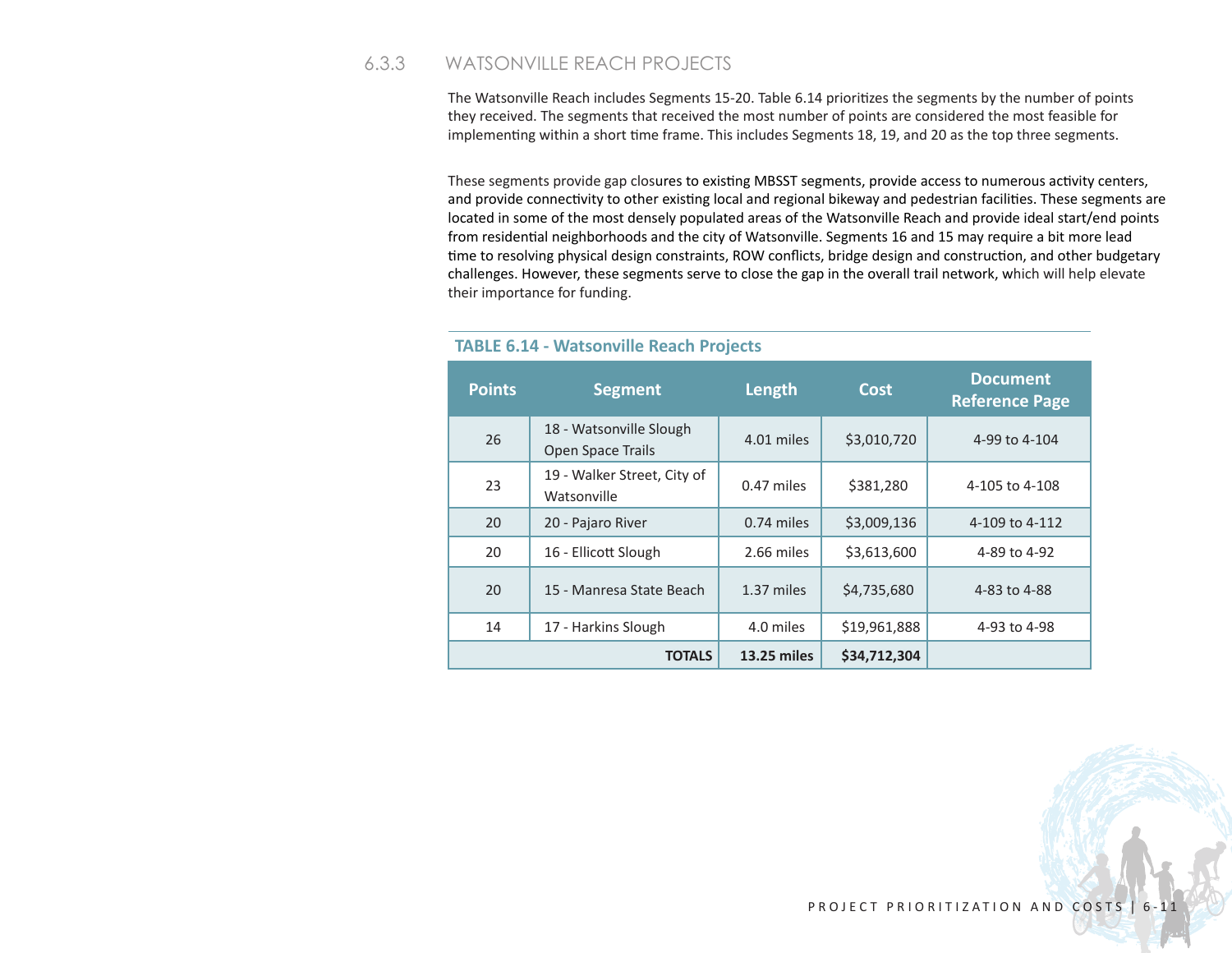### 6.3.3 WATSONVILLE REACH PROJECTS

The Watsonville Reach includes Segments 15-20. Table 6.14 prioritizes the segments by the number of points they received. The segments that received the most number of points are considered the most feasible for implementing within a short time frame. This includes Segments 18, 19, and 20 as the top three segments.

These segments provide gap closures to existing MBSST segments, provide access to numerous activity centers, and provide connectivity to other existing local and regional bikeway and pedestrian facilities. These segments are located in some of the most densely populated areas of the Watsonville Reach and provide ideal start/end points from residential neighborhoods and the city of Watsonville. Segments 16 and 15 may require a bit more lead time to resolving physical design constraints, ROW conflicts, bridge design and construction, and other budgetary challenges. However, these segments serve to close the gap in the overall trail network, which will help elevate their importance for funding.

**TABLE 6.14 - Watsonville Reach Projects**

| Points | Segment | Length | Cost | Document Reference Page |
|---|---|---|---|---|
| 26 | 18 - Watsonville Slough Open Space Trails | 4.01 miles | $3,010,720 | 4-99 to 4-104 |
| 23 | 19 - Walker Street, City of Watsonville | 0.47 miles | $381,280 | 4-105 to 4-108 |
| 20 | 20 - Pajaro River | 0.74 miles | $3,009,136 | 4-109 to 4-112 |
| 20 | 16 - Ellicott Slough | 2.66 miles | $3,613,600 | 4-89 to 4-92 |
| 20 | 15 - Manresa State Beach | 1.37 miles | $4,735,680 | 4-83 to 4-88 |
| 14 | 17 - Harkins Slough | 4.0 miles | $19,961,888 | 4-93 to 4-98 |
| | **TOTALS** | **13.25 miles** | **$34,712,304** | |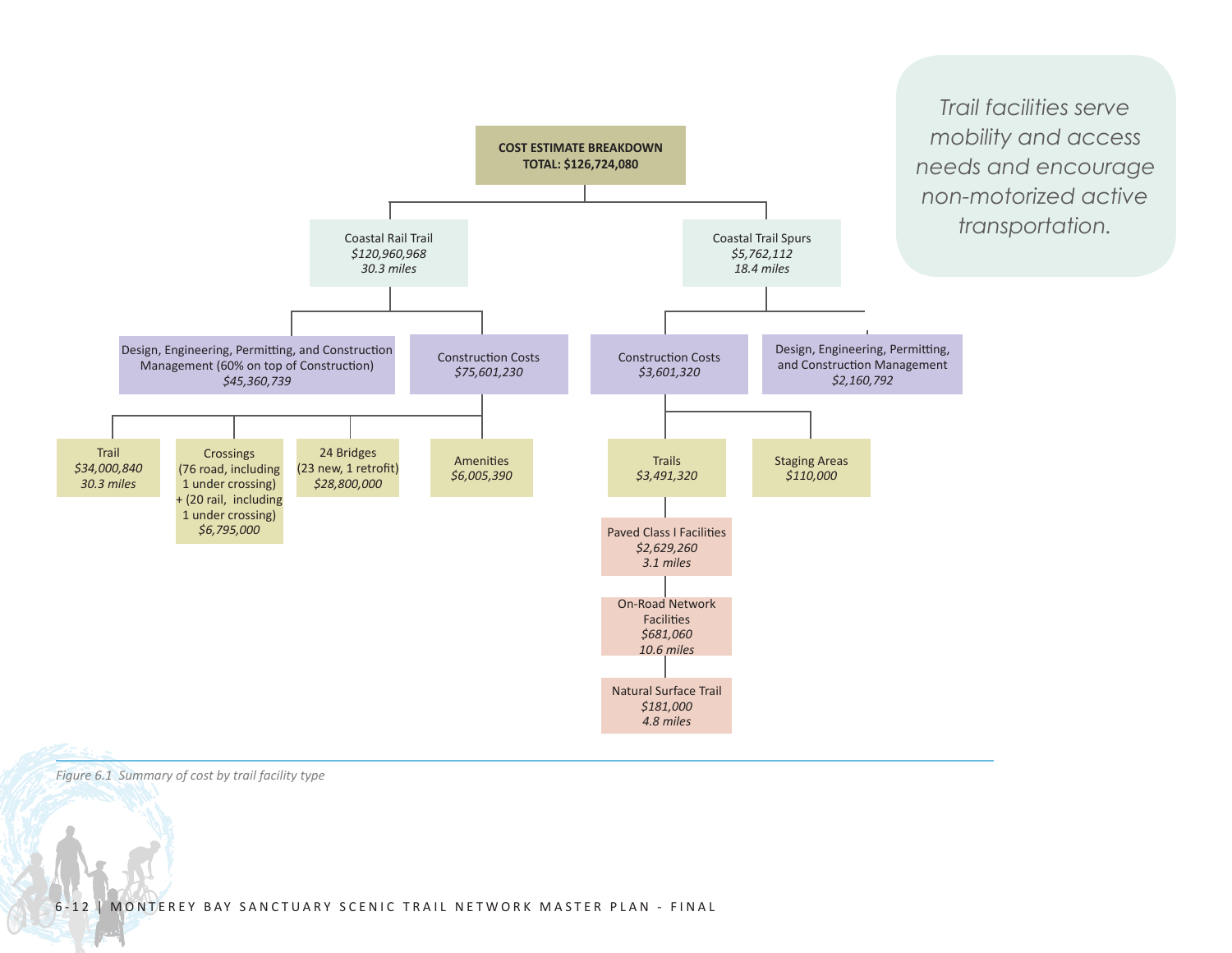**COST ESTIMATE BREAKDOWN**
**TOTAL: $126,724,080**

- Coastal Rail Trail
  *$120,960,968*
  *30.3 miles*
  - Design, Engineering, Permitting, and Construction Management (60% on top of Construction)
    *$45,360,739*
  - Construction Costs
    *$75,601,230*
    - Trail
      *$34,000,840*
      *30.3 miles*
    - Crossings (76 road, including 1 under crossing) + (20 rail, including 1 under crossing)
      *$6,795,000*
    - 24 Bridges (23 new, 1 retrofit)
      *$28,800,000*
    - Amenities
      *$6,005,390*
- Coastal Trail Spurs
  *$5,762,112*
  *18.4 miles*
  - Construction Costs
    *$3,601,320*
    - Trails
      *$3,491,320*
      - Paved Class I Facilities
        *$2,629,260*
        *3.1 miles*
      - On-Road Network Facilities
        *$681,060*
        *10.6 miles*
      - Natural Surface Trail
        *$181,000*
        *4.8 miles*
    - Staging Areas
      *$110,000*
  - Design, Engineering, Permitting, and Construction Management
    *$2,160,792*

*Trail facilities serve mobility and access needs and encourage non-motorized active transportation.*

*Figure 6.1 Summary of cost by trail facility type*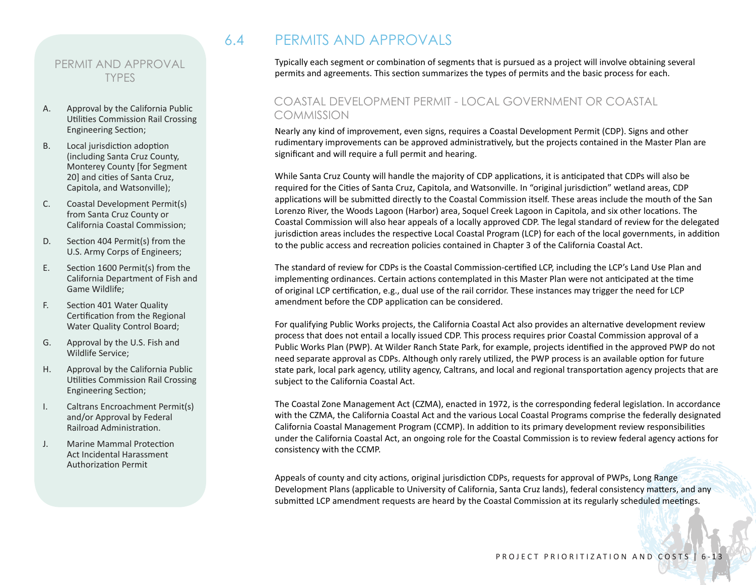## 6.4 PERMITS AND APPROVALS

Typically each segment or combination of segments that is pursued as a project will involve obtaining several permits and agreements. This section summarizes the types of permits and the basic process for each.

### PERMIT AND APPROVAL TYPES

A. Approval by the California Public Utilities Commission Rail Crossing Engineering Section;

B. Local jurisdiction adoption (including Santa Cruz County, Monterey County [for Segment 20] and cities of Santa Cruz, Capitola, and Watsonville);

C. Coastal Development Permit(s) from Santa Cruz County or California Coastal Commission;

D. Section 404 Permit(s) from the U.S. Army Corps of Engineers;

E. Section 1600 Permit(s) from the California Department of Fish and Game Wildlife;

F. Section 401 Water Quality Certification from the Regional Water Quality Control Board;

G. Approval by the U.S. Fish and Wildlife Service;

H. Approval by the California Public Utilities Commission Rail Crossing Engineering Section;

I. Caltrans Encroachment Permit(s) and/or Approval by Federal Railroad Administration.

J. Marine Mammal Protection Act Incidental Harassment Authorization Permit

### COASTAL DEVELOPMENT PERMIT - LOCAL GOVERNMENT OR COASTAL COMMISSION

Nearly any kind of improvement, even signs, requires a Coastal Development Permit (CDP). Signs and other rudimentary improvements can be approved administratively, but the projects contained in the Master Plan are significant and will require a full permit and hearing.

While Santa Cruz County will handle the majority of CDP applications, it is anticipated that CDPs will also be required for the Cities of Santa Cruz, Capitola, and Watsonville. In "original jurisdiction" wetland areas, CDP applications will be submitted directly to the Coastal Commission itself. These areas include the mouth of the San Lorenzo River, the Woods Lagoon (Harbor) area, Soquel Creek Lagoon in Capitola, and six other locations. The Coastal Commission will also hear appeals of a locally approved CDP. The legal standard of review for the delegated jurisdiction areas includes the respective Local Coastal Program (LCP) for each of the local governments, in addition to the public access and recreation policies contained in Chapter 3 of the California Coastal Act.

The standard of review for CDPs is the Coastal Commission-certified LCP, including the LCP's Land Use Plan and implementing ordinances. Certain actions contemplated in this Master Plan were not anticipated at the time of original LCP certification, e.g., dual use of the rail corridor. These instances may trigger the need for LCP amendment before the CDP application can be considered.

For qualifying Public Works projects, the California Coastal Act also provides an alternative development review process that does not entail a locally issued CDP. This process requires prior Coastal Commission approval of a Public Works Plan (PWP). At Wilder Ranch State Park, for example, projects identified in the approved PWP do not need separate approval as CDPs. Although only rarely utilized, the PWP process is an available option for future state park, local park agency, utility agency, Caltrans, and local and regional transportation agency projects that are subject to the California Coastal Act.

The Coastal Zone Management Act (CZMA), enacted in 1972, is the corresponding federal legislation. In accordance with the CZMA, the California Coastal Act and the various Local Coastal Programs comprise the federally designated California Coastal Management Program (CCMP). In addition to its primary development review responsibilities under the California Coastal Act, an ongoing role for the Coastal Commission is to review federal agency actions for consistency with the CCMP.

Appeals of county and city actions, original jurisdiction CDPs, requests for approval of PWPs, Long Range Development Plans (applicable to University of California, Santa Cruz lands), federal consistency matters, and any submitted LCP amendment requests are heard by the Coastal Commission at its regularly scheduled meetings.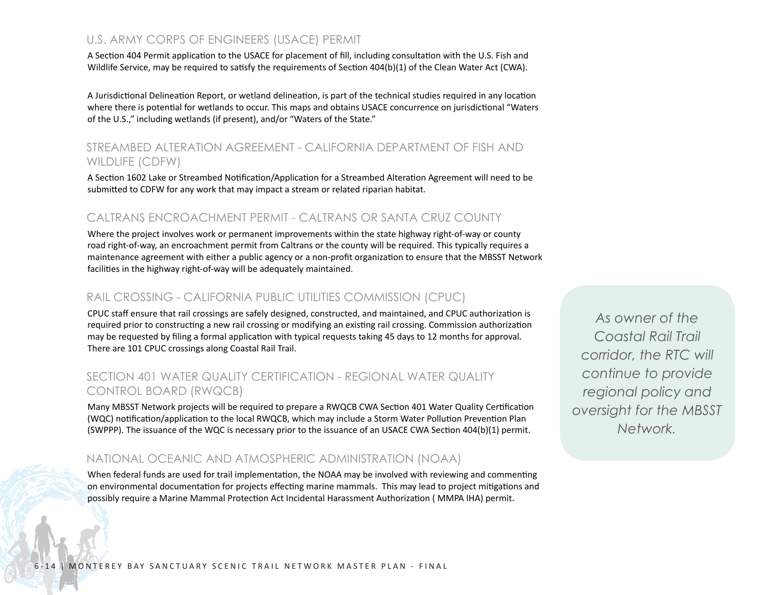## U.S. ARMY CORPS OF ENGINEERS (USACE) PERMIT

A Section 404 Permit application to the USACE for placement of fill, including consultation with the U.S. Fish and Wildlife Service, may be required to satisfy the requirements of Section 404(b)(1) of the Clean Water Act (CWA).

A Jurisdictional Delineation Report, or wetland delineation, is part of the technical studies required in any location where there is potential for wetlands to occur. This maps and obtains USACE concurrence on jurisdictional "Waters of the U.S.," including wetlands (if present), and/or "Waters of the State."

## STREAMBED ALTERATION AGREEMENT - CALIFORNIA DEPARTMENT OF FISH AND WILDLIFE (CDFW)

A Section 1602 Lake or Streambed Notification/Application for a Streambed Alteration Agreement will need to be submitted to CDFW for any work that may impact a stream or related riparian habitat.

## CALTRANS ENCROACHMENT PERMIT - CALTRANS OR SANTA CRUZ COUNTY

Where the project involves work or permanent improvements within the state highway right-of-way or county road right-of-way, an encroachment permit from Caltrans or the county will be required. This typically requires a maintenance agreement with either a public agency or a non-profit organization to ensure that the MBSST Network facilities in the highway right-of-way will be adequately maintained.

## RAIL CROSSING - CALIFORNIA PUBLIC UTILITIES COMMISSION (CPUC)

CPUC staff ensure that rail crossings are safely designed, constructed, and maintained, and CPUC authorization is required prior to constructing a new rail crossing or modifying an existing rail crossing. Commission authorization may be requested by filing a formal application with typical requests taking 45 days to 12 months for approval. There are 101 CPUC crossings along Coastal Rail Trail.

## SECTION 401 WATER QUALITY CERTIFICATION - REGIONAL WATER QUALITY CONTROL BOARD (RWQCB)

Many MBSST Network projects will be required to prepare a RWQCB CWA Section 401 Water Quality Certification (WQC) notification/application to the local RWQCB, which may include a Storm Water Pollution Prevention Plan (SWPPP). The issuance of the WQC is necessary prior to the issuance of an USACE CWA Section 404(b)(1) permit.

## NATIONAL OCEANIC AND ATMOSPHERIC ADMINISTRATION (NOAA)

When federal funds are used for trail implementation, the NOAA may be involved with reviewing and commenting on environmental documentation for projects effecting marine mammals. This may lead to project mitigations and possibly require a Marine Mammal Protection Act Incidental Harassment Authorization ( MMPA IHA) permit.

*As owner of the Coastal Rail Trail corridor, the RTC will continue to provide regional policy and oversight for the MBSST Network.*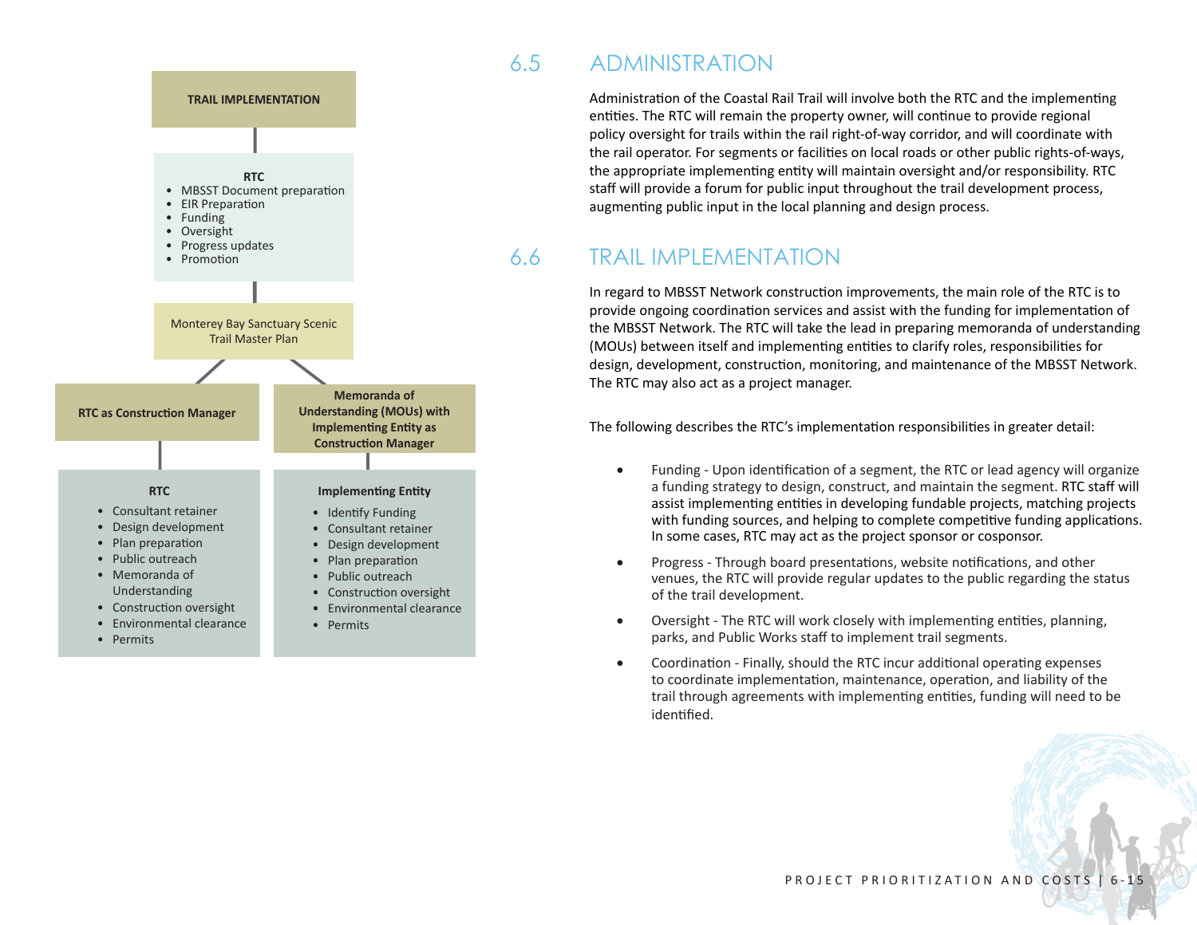**TRAIL IMPLEMENTATION**

**RTC**

- MBSST Document preparation
- EIR Preparation
- Funding
- Oversight
- Progress updates
- Promotion

Monterey Bay Sanctuary Scenic Trail Master Plan

**RTC as Construction Manager**

**RTC**

- Consultant retainer
- Design development
- Plan preparation
- Public outreach
- Memoranda of Understanding
- Construction oversight
- Environmental clearance
- Permits

**Memoranda of Understanding (MOUs) with Implementing Entity as Construction Manager**

**Implementing Entity**

- Identify Funding
- Consultant retainer
- Design development
- Plan preparation
- Public outreach
- Construction oversight
- Environmental clearance
- Permits

## 6.5 ADMINISTRATION

Administration of the Coastal Rail Trail will involve both the RTC and the implementing entities. The RTC will remain the property owner, will continue to provide regional policy oversight for trails within the rail right-of-way corridor, and will coordinate with the rail operator. For segments or facilities on local roads or other public rights-of-ways, the appropriate implementing entity will maintain oversight and/or responsibility. RTC staff will provide a forum for public input throughout the trail development process, augmenting public input in the local planning and design process.

## 6.6 TRAIL IMPLEMENTATION

In regard to MBSST Network construction improvements, the main role of the RTC is to provide ongoing coordination services and assist with the funding for implementation of the MBSST Network. The RTC will take the lead in preparing memoranda of understanding (MOUs) between itself and implementing entities to clarify roles, responsibilities for design, development, construction, monitoring, and maintenance of the MBSST Network. The RTC may also act as a project manager.

The following describes the RTC's implementation responsibilities in greater detail:

- Funding - Upon identification of a segment, the RTC or lead agency will organize a funding strategy to design, construct, and maintain the segment. RTC staff will assist implementing entities in developing fundable projects, matching projects with funding sources, and helping to complete competitive funding applications. In some cases, RTC may act as the project sponsor or cosponsor.
- Progress - Through board presentations, website notifications, and other venues, the RTC will provide regular updates to the public regarding the status of the trail development.
- Oversight - The RTC will work closely with implementing entities, planning, parks, and Public Works staff to implement trail segments.
- Coordination - Finally, should the RTC incur additional operating expenses to coordinate implementation, maintenance, operation, and liability of the trail through agreements with implementing entities, funding will need to be identified.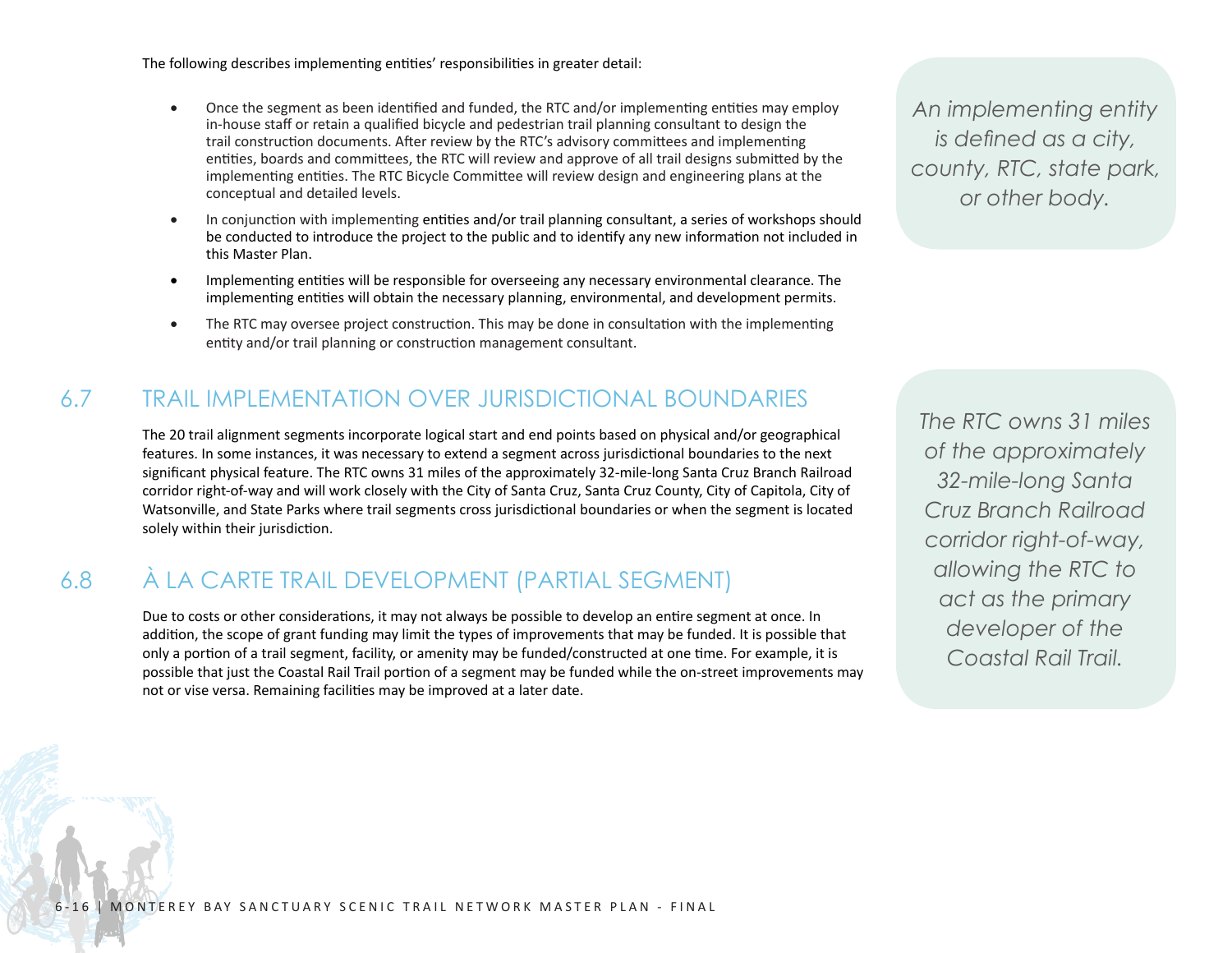The following describes implementing entities' responsibilities in greater detail:

- Once the segment as been identified and funded, the RTC and/or implementing entities may employ in-house staff or retain a qualified bicycle and pedestrian trail planning consultant to design the trail construction documents. After review by the RTC's advisory committees and implementing entities, boards and committees, the RTC will review and approve of all trail designs submitted by the implementing entities. The RTC Bicycle Committee will review design and engineering plans at the conceptual and detailed levels.
- In conjunction with implementing entities and/or trail planning consultant, a series of workshops should be conducted to introduce the project to the public and to identify any new information not included in this Master Plan.
- Implementing entities will be responsible for overseeing any necessary environmental clearance. The implementing entities will obtain the necessary planning, environmental, and development permits.
- The RTC may oversee project construction. This may be done in consultation with the implementing entity and/or trail planning or construction management consultant.

*An implementing entity is defined as a city, county, RTC, state park, or other body.*

## 6.7 TRAIL IMPLEMENTATION OVER JURISDICTIONAL BOUNDARIES

The 20 trail alignment segments incorporate logical start and end points based on physical and/or geographical features. In some instances, it was necessary to extend a segment across jurisdictional boundaries to the next significant physical feature. The RTC owns 31 miles of the approximately 32-mile-long Santa Cruz Branch Railroad corridor right-of-way and will work closely with the City of Santa Cruz, Santa Cruz County, City of Capitola, City of Watsonville, and State Parks where trail segments cross jurisdictional boundaries or when the segment is located solely within their jurisdiction.

*The RTC owns 31 miles of the approximately 32-mile-long Santa Cruz Branch Railroad corridor right-of-way, allowing the RTC to act as the primary developer of the Coastal Rail Trail.*

## 6.8 À LA CARTE TRAIL DEVELOPMENT (PARTIAL SEGMENT)

Due to costs or other considerations, it may not always be possible to develop an entire segment at once. In addition, the scope of grant funding may limit the types of improvements that may be funded. It is possible that only a portion of a trail segment, facility, or amenity may be funded/constructed at one time. For example, it is possible that just the Coastal Rail Trail portion of a segment may be funded while the on-street improvements may not or vise versa. Remaining facilities may be improved at a later date.